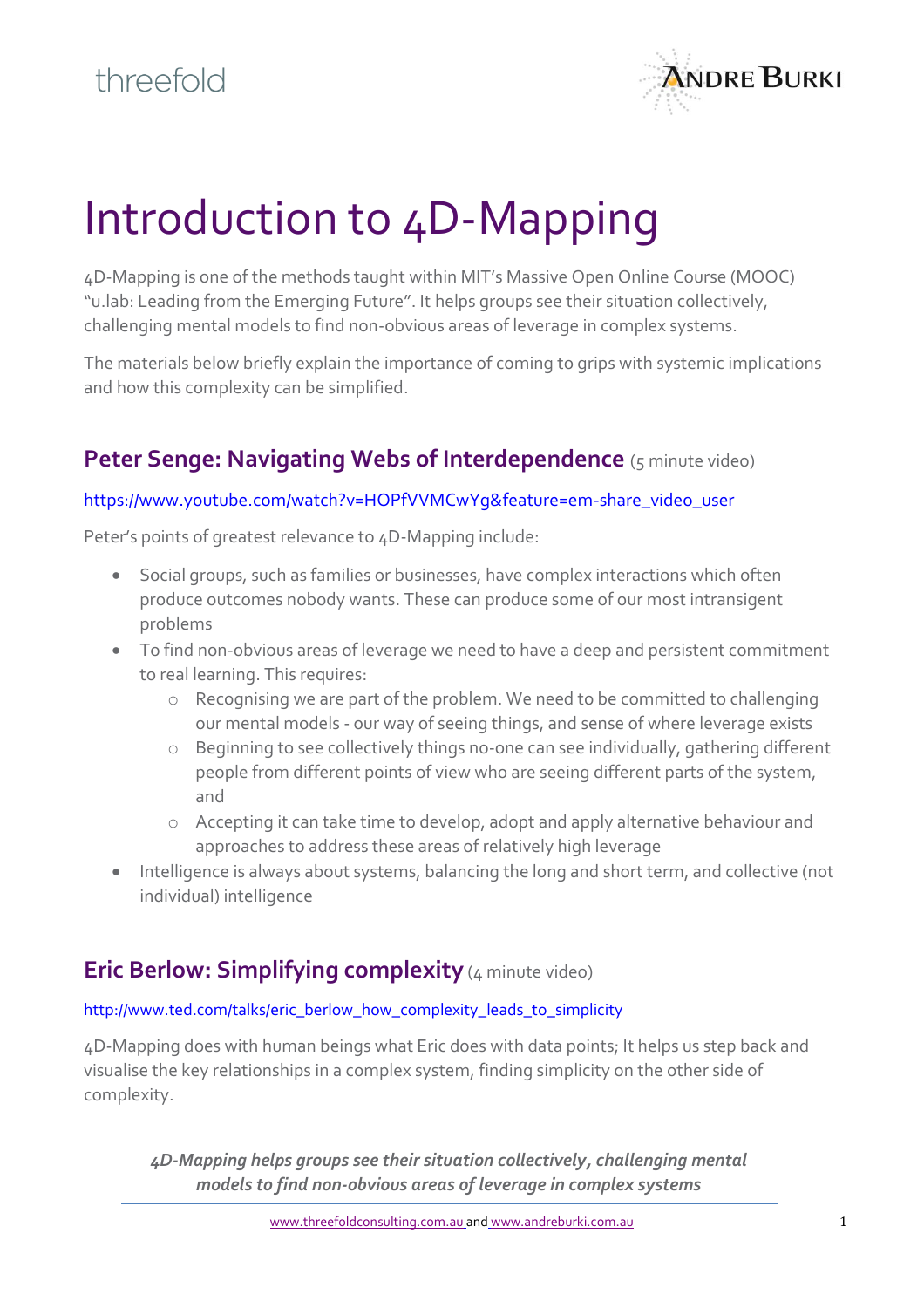# Introduction to 4D-Mapping

4D-Mapping is one of the methods taught within MIT's Massive Open Online Course (MOOC) "u.lab: Leading from the Emerging Future". It helps groups see their situation collectively, challenging mental models to find non-obvious areas of leverage in complex systems.

The materials below briefly explain the importance of coming to grips with systemic implications and how this complexity can be simplified.

## Peter Senge: Navigating Webs of Interdependence (5 minute video)

https://www.youtube.com/watch?v=HOPfVVMCwYg&feature=em-share_video_user

Peter's points of greatest relevance to 4D-Mapping include:

- Social groups, such as families or businesses, have complex interactions which often produce outcomes nobody wants. These can produce some of our most intransigent problems
- To find non-obvious areas of leverage we need to have a deep and persistent commitment to real learning. This requires:
    - Recognising we are part of the problem. We need to be committed to challenging our mental models - our way of seeing things, and sense of where leverage exists
    - Beginning to see collectively things no-one can see individually, gathering different people from different points of view who are seeing different parts of the system, and
    - Accepting it can take time to develop, adopt and apply alternative behaviour and approaches to address these areas of relatively high leverage
- Intelligence is always about systems, balancing the long and short term, and collective (not individual) intelligence

## Eric Berlow: Simplifying complexity (4 minute video)

http://www.ted.com/talks/eric_berlow_how_complexity_leads_to_simplicity

4D-Mapping does with human beings what Eric does with data points; It helps us step back and visualise the key relationships in a complex system, finding simplicity on the other side of complexity.

***4D-Mapping helps groups see their situation collectively, challenging mental models to find non-obvious areas of leverage in complex systems***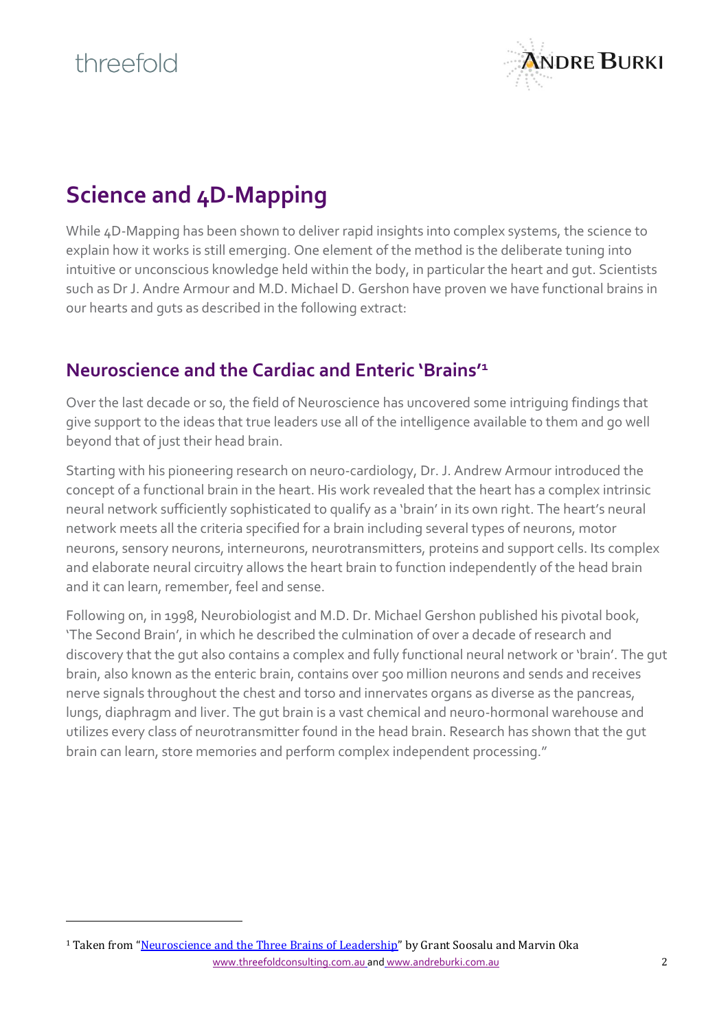# Science and 4D-Mapping

While 4D-Mapping has been shown to deliver rapid insights into complex systems, the science to explain how it works is still emerging. One element of the method is the deliberate tuning into intuitive or unconscious knowledge held within the body, in particular the heart and gut. Scientists such as Dr J. Andre Armour and M.D. Michael D. Gershon have proven we have functional brains in our hearts and guts as described in the following extract:

## Neuroscience and the Cardiac and Enteric 'Brains'[1]

Over the last decade or so, the field of Neuroscience has uncovered some intriguing findings that give support to the ideas that true leaders use all of the intelligence available to them and go well beyond that of just their head brain.

Starting with his pioneering research on neuro-cardiology, Dr. J. Andrew Armour introduced the concept of a functional brain in the heart. His work revealed that the heart has a complex intrinsic neural network sufficiently sophisticated to qualify as a 'brain' in its own right. The heart's neural network meets all the criteria specified for a brain including several types of neurons, motor neurons, sensory neurons, interneurons, neurotransmitters, proteins and support cells. Its complex and elaborate neural circuitry allows the heart brain to function independently of the head brain and it can learn, remember, feel and sense.

Following on, in 1998, Neurobiologist and M.D. Dr. Michael Gershon published his pivotal book, 'The Second Brain', in which he described the culmination of over a decade of research and discovery that the gut also contains a complex and fully functional neural network or 'brain'. The gut brain, also known as the enteric brain, contains over 500 million neurons and sends and receives nerve signals throughout the chest and torso and innervates organs as diverse as the pancreas, lungs, diaphragm and liver. The gut brain is a vast chemical and neuro-hormonal warehouse and utilizes every class of neurotransmitter found in the head brain. Research has shown that the gut brain can learn, store memories and perform complex independent processing."

[1] Taken from "Neuroscience and the Three Brains of Leadership" by Grant Soosalu and Marvin Oka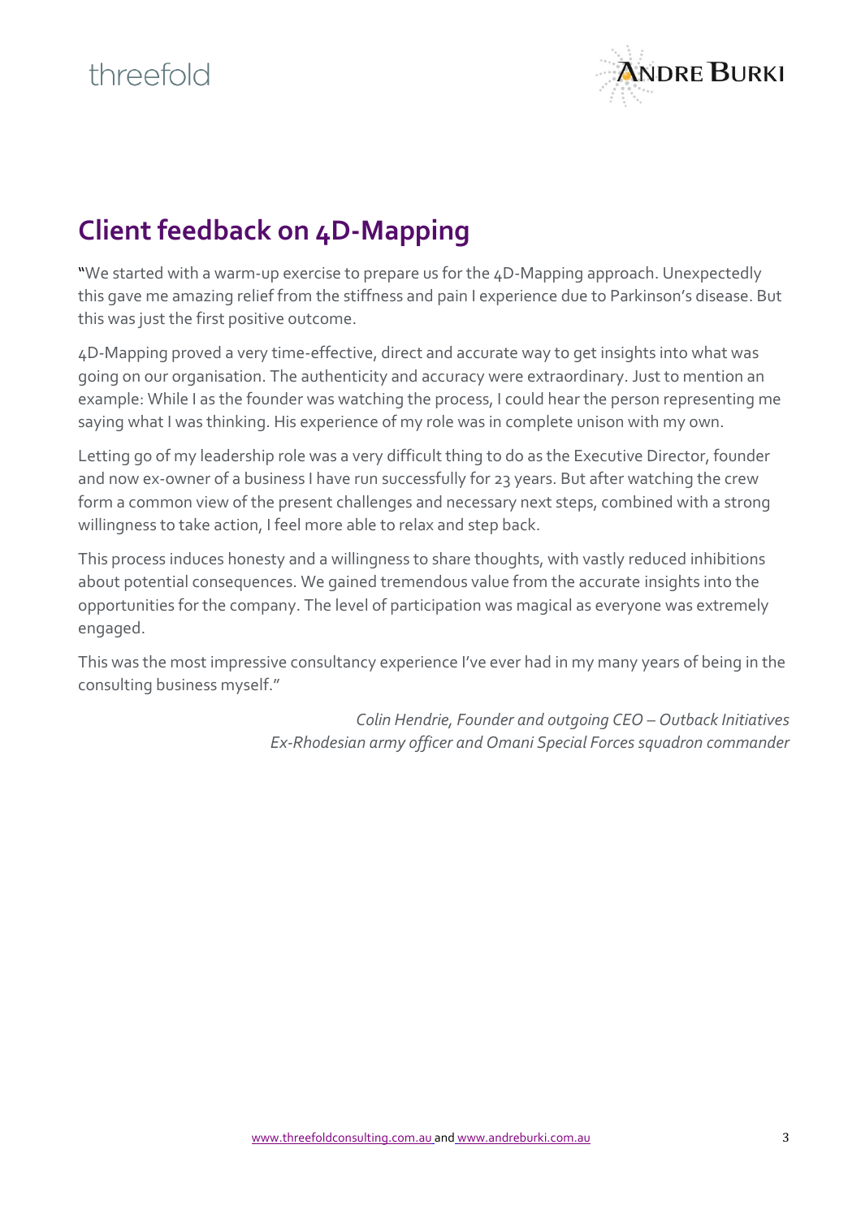## Client feedback on 4D-Mapping

"We started with a warm-up exercise to prepare us for the 4D-Mapping approach. Unexpectedly this gave me amazing relief from the stiffness and pain I experience due to Parkinson's disease. But this was just the first positive outcome.

4D-Mapping proved a very time-effective, direct and accurate way to get insights into what was going on our organisation. The authenticity and accuracy were extraordinary. Just to mention an example: While I as the founder was watching the process, I could hear the person representing me saying what I was thinking. His experience of my role was in complete unison with my own.

Letting go of my leadership role was a very difficult thing to do as the Executive Director, founder and now ex-owner of a business I have run successfully for 23 years. But after watching the crew form a common view of the present challenges and necessary next steps, combined with a strong willingness to take action, I feel more able to relax and step back.

This process induces honesty and a willingness to share thoughts, with vastly reduced inhibitions about potential consequences. We gained tremendous value from the accurate insights into the opportunities for the company. The level of participation was magical as everyone was extremely engaged.

This was the most impressive consultancy experience I've ever had in my many years of being in the consulting business myself."

*Colin Hendrie, Founder and outgoing CEO – Outback Initiatives*
*Ex-Rhodesian army officer and Omani Special Forces squadron commander*